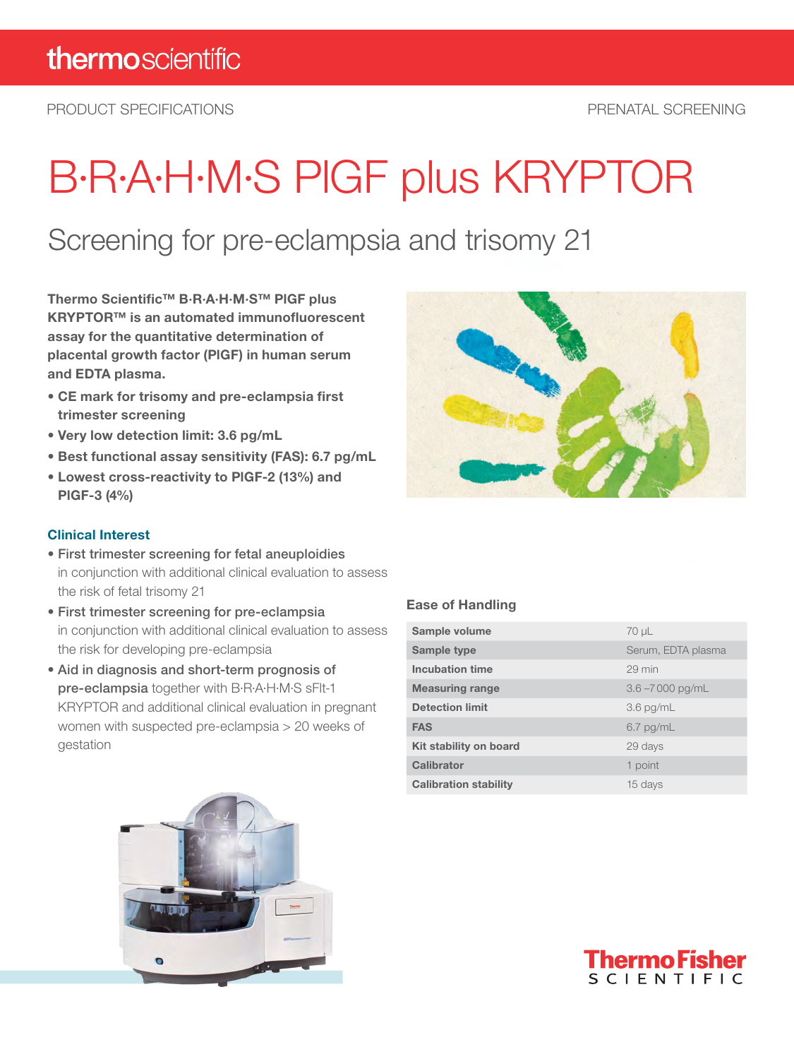PRODUCT SPECIFICATIONS

PRENATAL SCREENING

# B·R·A·H·M·S PlGF plus KRYPTOR

## Screening for pre-eclampsia and trisomy 21

**Thermo Scientific™ B·R·A·H·M·S™ PlGF plus KRYPTOR™ is an automated immunofluorescent assay for the quantitative determination of placental growth factor (PlGF) in human serum and EDTA plasma.**

- **CE mark for trisomy and pre-eclampsia first trimester screening**
- **Very low detection limit: 3.6 pg/mL**
- **Best functional assay sensitivity (FAS): 6.7 pg/mL**
- **Lowest cross-reactivity to PlGF-2 (13%) and PlGF-3 (4%)**

### Clinical Interest

- **First trimester screening for fetal aneuploidies** in conjunction with additional clinical evaluation to assess the risk of fetal trisomy 21
- **First trimester screening for pre-eclampsia** in conjunction with additional clinical evaluation to assess the risk for developing pre-eclampsia
- **Aid in diagnosis and short-term prognosis of pre-eclampsia** together with B·R·A·H·M·S sFlt-1 KRYPTOR and additional clinical evaluation in pregnant women with suspected pre-eclampsia > 20 weeks of gestation

### Ease of Handling

| | |
|---|---|
| **Sample volume** | 70 µL |
| **Sample type** | Serum, EDTA plasma |
| **Incubation time** | 29 min |
| **Measuring range** | 3.6 –7 000 pg/mL |
| **Detection limit** | 3.6 pg/mL |
| **FAS** | 6.7 pg/mL |
| **Kit stability on board** | 29 days |
| **Calibrator** | 1 point |
| **Calibration stability** | 15 days |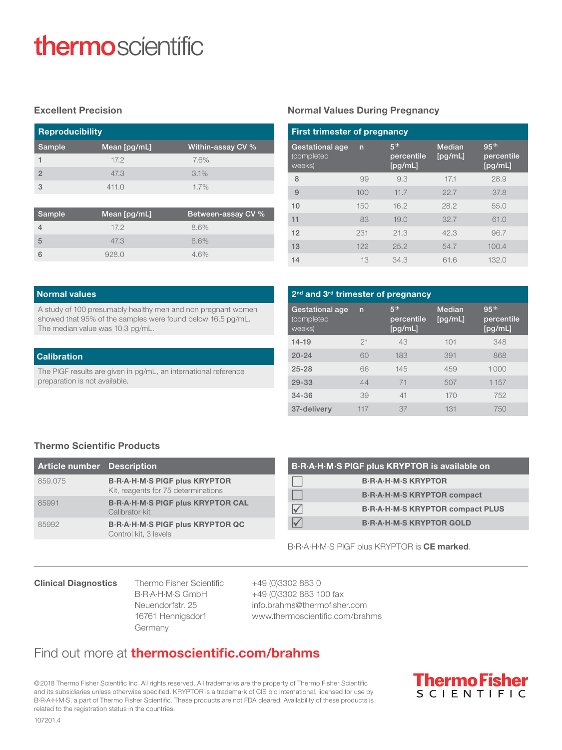thermoscientific

## Excellent Precision

| Reproducibility | | |
|---|---|---|
| Sample | Mean [pg/mL] | Within-assay CV % |
| 1 | 17.2 | 7.6% |
| 2 | 47.3 | 3.1% |
| 3 | 411.0 | 1.7% |

| Sample | Mean [pg/mL] | Between-assay CV % |
|---|---|---|
| 4 | 17.2 | 8.6% |
| 5 | 47.3 | 6.6% |
| 6 | 928.0 | 4.6% |

### Normal values

A study of 100 presumably healthy men and non pregnant women showed that 95% of the samples were found below 16.5 pg/mL. The median value was 10.3 pg/mL.

### Calibration

The PlGF results are given in pg/mL, an international reference preparation is not available.

## Normal Values During Pregnancy

| First trimester of pregnancy | | | | |
|---|---|---|---|---|
| Gestational age (completed weeks) | n | 5th percentile [pg/mL] | Median [pg/mL] | 95th percentile [pg/mL] |
| 8 | 99 | 9.3 | 17.1 | 28.9 |
| 9 | 100 | 11.7 | 22.7 | 37.8 |
| 10 | 150 | 16.2 | 28.2 | 55.0 |
| 11 | 83 | 19.0 | 32.7 | 61.0 |
| 12 | 231 | 21.3 | 42.3 | 96.7 |
| 13 | 122 | 25.2 | 54.7 | 100.4 |
| 14 | 13 | 34.3 | 61.6 | 132.0 |

| 2nd and 3rd trimester of pregnancy | | | | |
|---|---|---|---|---|
| Gestational age (completed weeks) | n | 5th percentile [pg/mL] | Median [pg/mL] | 95th percentile [pg/mL] |
| 14-19 | 21 | 43 | 101 | 348 |
| 20-24 | 60 | 183 | 391 | 868 |
| 25-28 | 66 | 145 | 459 | 1 000 |
| 29-33 | 44 | 71 | 507 | 1 157 |
| 34-36 | 39 | 41 | 170 | 752 |
| 37-delivery | 117 | 37 | 131 | 750 |

## Thermo Scientific Products

| Article number | Description |
|---|---|
| 859.075 | **B·R·A·H·M·S PlGF plus KRYPTOR** Kit, reagents for 75 determinations |
| 85991 | **B·R·A·H·M·S PlGF plus KRYPTOR CAL** Calibrator kit |
| 85992 | **B·R·A·H·M·S PlGF plus KRYPTOR QC** Control kit, 3 levels |

| B·R·A·H·M·S PlGF plus KRYPTOR is available on | |
|---|---|
| ☐ | **B·R·A·H·M·S KRYPTOR** |
| ☐ | **B·R·A·H·M·S KRYPTOR compact** |
| ☑ | **B·R·A·H·M·S KRYPTOR compact PLUS** |
| ☑ | **B·R·A·H·M·S KRYPTOR GOLD** |

B·R·A·H·M·S PlGF plus KRYPTOR is **CE marked**.

**Clinical Diagnostics**

Thermo Fisher Scientific
B·R·A·H·M·S GmbH
Neuendorfstr. 25
16761 Hennigsdorf
Germany

+49 (0)3302 883 0
+49 (0)3302 883 100 fax
info.brahms@thermofisher.com
www.thermoscientific.com/brahms

Find out more at **thermoscientific.com/brahms**

©2018 Thermo Fisher Scientific Inc. All rights reserved. All trademarks are the property of Thermo Fisher Scientific and its subsidiaries unless otherwise specified. KRYPTOR is a trademark of CIS bio international, licensed for use by B·R·A·H·M·S, a part of Thermo Fisher Scientific. These products are not FDA cleared. Availability of these products is related to the registration status in the countries.

107201.4

ThermoFisher SCIENTIFIC